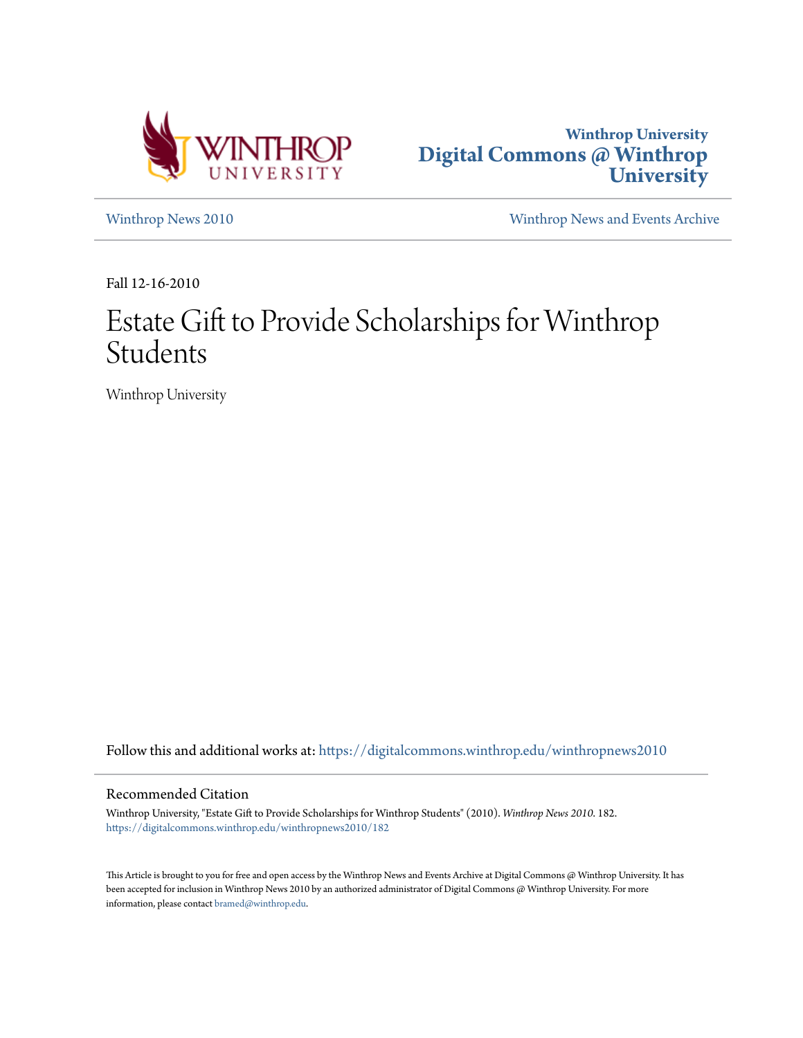Winthrop University
Digital Commons @ Winthrop University

Winthrop News 2010 | Winthrop News and Events Archive

Fall 12-16-2010

# Estate Gift to Provide Scholarships for Winthrop Students

Winthrop University

Follow this and additional works at: https://digitalcommons.winthrop.edu/winthropnews2010

## Recommended Citation

Winthrop University, "Estate Gift to Provide Scholarships for Winthrop Students" (2010). *Winthrop News 2010*. 182.
https://digitalcommons.winthrop.edu/winthropnews2010/182

This Article is brought to you for free and open access by the Winthrop News and Events Archive at Digital Commons @ Winthrop University. It has been accepted for inclusion in Winthrop News 2010 by an authorized administrator of Digital Commons @ Winthrop University. For more information, please contact bramed@winthrop.edu.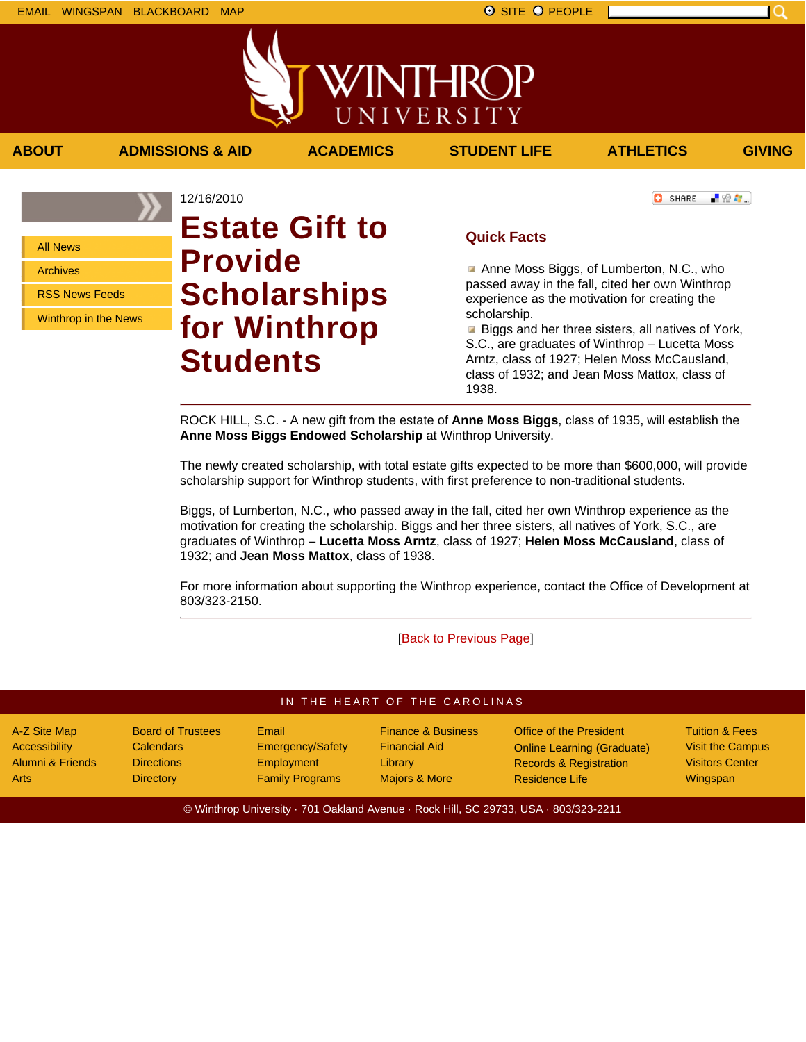EMAIL WINGSPAN BLACKBOARD MAP

SITE PEOPLE

ABOUT | ADMISSIONS & AID | ACADEMICS | STUDENT LIFE | ATHLETICS | GIVING

- All News
- Archives
- RSS News Feeds
- Winthrop in the News

12/16/2010

# Estate Gift to Provide Scholarships for Winthrop Students

SHARE

## Quick Facts

- Anne Moss Biggs, of Lumberton, N.C., who passed away in the fall, cited her own Winthrop experience as the motivation for creating the scholarship.
- Biggs and her three sisters, all natives of York, S.C., are graduates of Winthrop – Lucetta Moss Arntz, class of 1927; Helen Moss McCausland, class of 1932; and Jean Moss Mattox, class of 1938.

---

ROCK HILL, S.C. - A new gift from the estate of **Anne Moss Biggs**, class of 1935, will establish the **Anne Moss Biggs Endowed Scholarship** at Winthrop University.

The newly created scholarship, with total estate gifts expected to be more than $600,000, will provide scholarship support for Winthrop students, with first preference to non-traditional students.

Biggs, of Lumberton, N.C., who passed away in the fall, cited her own Winthrop experience as the motivation for creating the scholarship. Biggs and her three sisters, all natives of York, S.C., are graduates of Winthrop – **Lucetta Moss Arntz**, class of 1927; **Helen Moss McCausland**, class of 1932; and **Jean Moss Mattox**, class of 1938.

For more information about supporting the Winthrop experience, contact the Office of Development at 803/323-2150.

---

[Back to Previous Page]

IN THE HEART OF THE CAROLINAS

A-Z Site Map
Accessibility
Alumni & Friends
Arts
Board of Trustees
Calendars
Directions
Directory
Email
Emergency/Safety
Employment
Family Programs
Finance & Business
Financial Aid
Library
Majors & More
Office of the President
Online Learning (Graduate)
Records & Registration
Residence Life
Tuition & Fees
Visit the Campus
Visitors Center
Wingspan

© Winthrop University · 701 Oakland Avenue · Rock Hill, SC 29733, USA · 803/323-2211